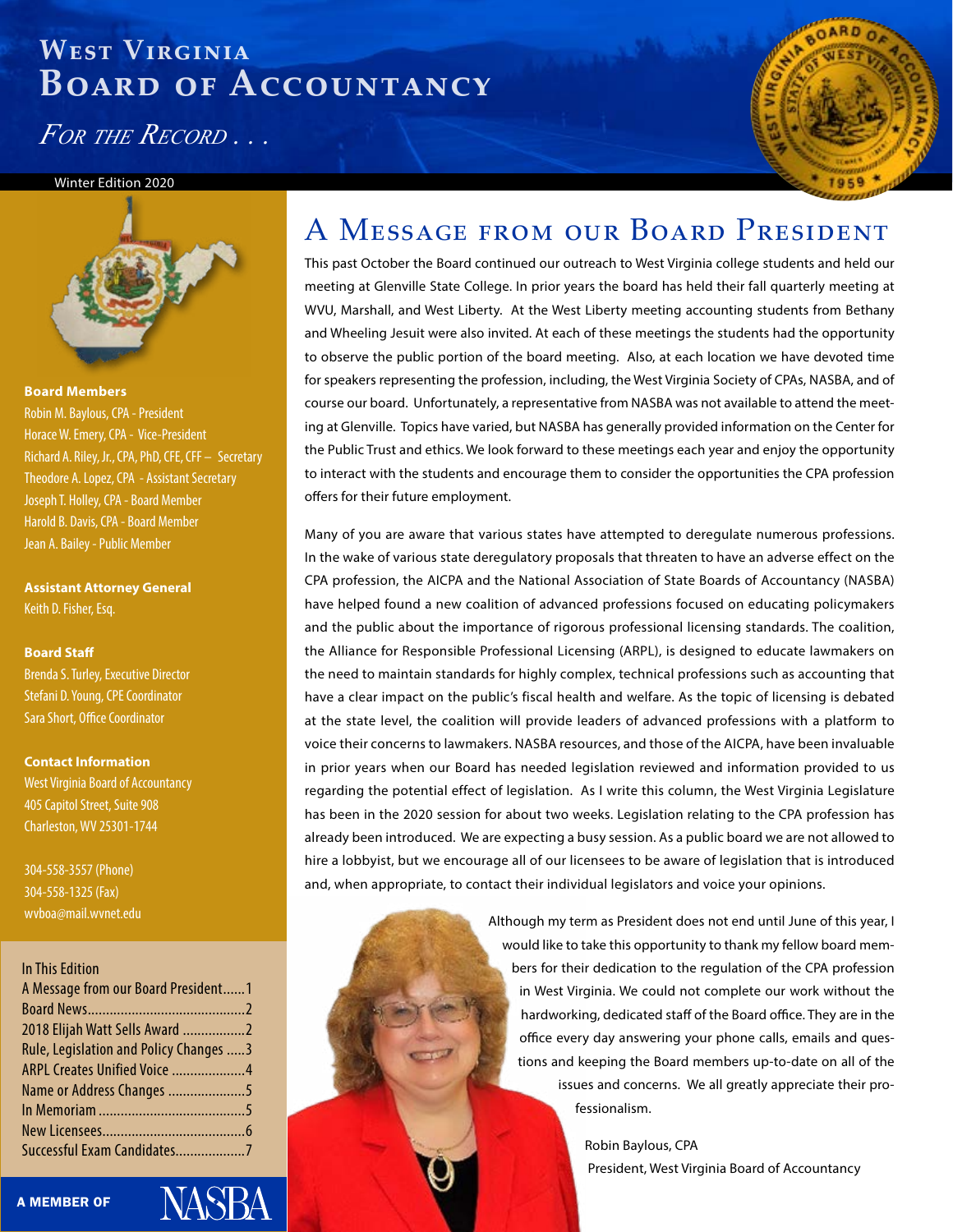# West Virginia Board of Accountancy

*For the Record . . .*

Winter Edition 2020

**Board Members**

Robin M. Baylous, CPA - President
Horace W. Emery, CPA - Vice-President
Richard A. Riley, Jr., CPA, PhD, CFE, CFF – Secretary
Theodore A. Lopez, CPA - Assistant Secretary
Joseph T. Holley, CPA - Board Member
Harold B. Davis, CPA - Board Member
Jean A. Bailey - Public Member

**Assistant Attorney General**

Keith D. Fisher, Esq.

**Board Staff**

Brenda S. Turley, Executive Director
Stefani D. Young, CPE Coordinator
Sara Short, Office Coordinator

**Contact Information**

West Virginia Board of Accountancy
405 Capitol Street, Suite 908
Charleston, WV 25301-1744

304-558-3557 (Phone)
304-558-1325 (Fax)
wvboa@mail.wvnet.edu

**In This Edition**

A Message from our Board President......1
Board News..........................................2
2018 Elijah Watt Sells Award .................2
Rule, Legislation and Policy Changes .....3
ARPL Creates Unified Voice ....................4
Name or Address Changes .....................5
In Memoriam ........................................5
New Licensees.......................................6
Successful Exam Candidates...................7

A MEMBER OF NASBA

## A Message from our Board President

This past October the Board continued our outreach to West Virginia college students and held our meeting at Glenville State College. In prior years the board has held their fall quarterly meeting at WVU, Marshall, and West Liberty. At the West Liberty meeting accounting students from Bethany and Wheeling Jesuit were also invited. At each of these meetings the students had the opportunity to observe the public portion of the board meeting. Also, at each location we have devoted time for speakers representing the profession, including, the West Virginia Society of CPAs, NASBA, and of course our board. Unfortunately, a representative from NASBA was not available to attend the meeting at Glenville. Topics have varied, but NASBA has generally provided information on the Center for the Public Trust and ethics. We look forward to these meetings each year and enjoy the opportunity to interact with the students and encourage them to consider the opportunities the CPA profession offers for their future employment.

Many of you are aware that various states have attempted to deregulate numerous professions. In the wake of various state deregulatory proposals that threaten to have an adverse effect on the CPA profession, the AICPA and the National Association of State Boards of Accountancy (NASBA) have helped found a new coalition of advanced professions focused on educating policymakers and the public about the importance of rigorous professional licensing standards. The coalition, the Alliance for Responsible Professional Licensing (ARPL), is designed to educate lawmakers on the need to maintain standards for highly complex, technical professions such as accounting that have a clear impact on the public's fiscal health and welfare. As the topic of licensing is debated at the state level, the coalition will provide leaders of advanced professions with a platform to voice their concerns to lawmakers. NASBA resources, and those of the AICPA, have been invaluable in prior years when our Board has needed legislation reviewed and information provided to us regarding the potential effect of legislation. As I write this column, the West Virginia Legislature has been in the 2020 session for about two weeks. Legislation relating to the CPA profession has already been introduced. We are expecting a busy session. As a public board we are not allowed to hire a lobbyist, but we encourage all of our licensees to be aware of legislation that is introduced and, when appropriate, to contact their individual legislators and voice your opinions.

Although my term as President does not end until June of this year, I would like to take this opportunity to thank my fellow board members for their dedication to the regulation of the CPA profession in West Virginia. We could not complete our work without the hardworking, dedicated staff of the Board office. They are in the office every day answering your phone calls, emails and questions and keeping the Board members up-to-date on all of the issues and concerns. We all greatly appreciate their professionalism.

Robin Baylous, CPA
President, West Virginia Board of Accountancy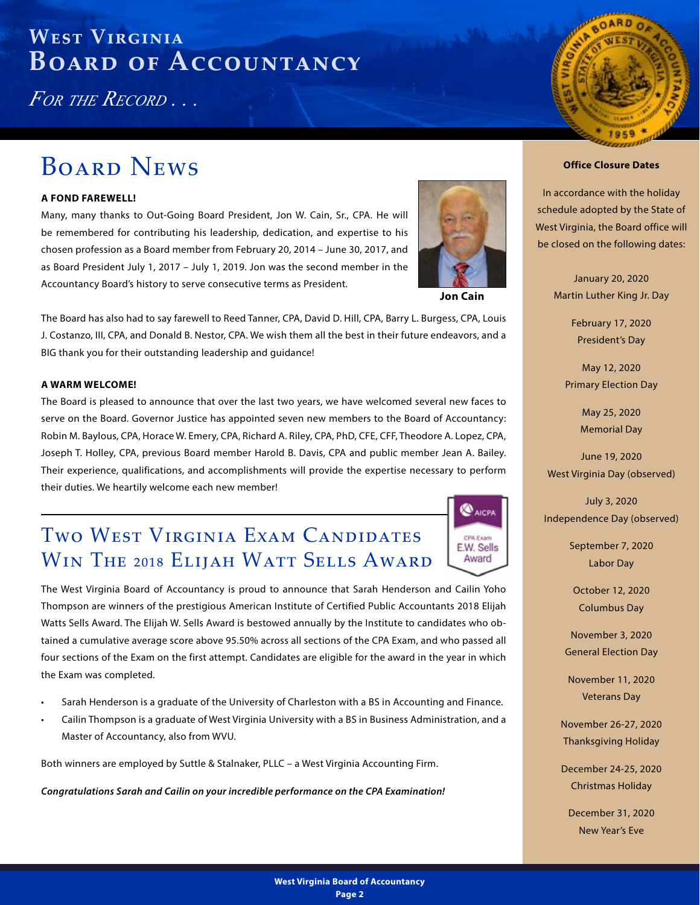# West Virginia Board of Accountancy

*For the Record . . .*

## Board News

**A FOND FAREWELL!**

Many, many thanks to Out-Going Board President, Jon W. Cain, Sr., CPA. He will be remembered for contributing his leadership, dedication, and expertise to his chosen profession as a Board member from February 20, 2014 – June 30, 2017, and as Board President July 1, 2017 – July 1, 2019. Jon was the second member in the Accountancy Board's history to serve consecutive terms as President.

**Jon Cain**

The Board has also had to say farewell to Reed Tanner, CPA, David D. Hill, CPA, Barry L. Burgess, CPA, Louis J. Costanzo, III, CPA, and Donald B. Nestor, CPA. We wish them all the best in their future endeavors, and a BIG thank you for their outstanding leadership and guidance!

**A WARM WELCOME!**

The Board is pleased to announce that over the last two years, we have welcomed several new faces to serve on the Board. Governor Justice has appointed seven new members to the Board of Accountancy: Robin M. Baylous, CPA, Horace W. Emery, CPA, Richard A. Riley, CPA, PhD, CFE, CFF, Theodore A. Lopez, CPA, Joseph T. Holley, CPA, previous Board member Harold B. Davis, CPA and public member Jean A. Bailey. Their experience, qualifications, and accomplishments will provide the expertise necessary to perform their duties. We heartily welcome each new member!

## Two West Virginia Exam Candidates Win The 2018 Elijah Watt Sells Award

AICPA CPA Exam E.W. Sells Award

The West Virginia Board of Accountancy is proud to announce that Sarah Henderson and Cailin Yoho Thompson are winners of the prestigious American Institute of Certified Public Accountants 2018 Elijah Watts Sells Award. The Elijah W. Sells Award is bestowed annually by the Institute to candidates who obtained a cumulative average score above 95.50% across all sections of the CPA Exam, and who passed all four sections of the Exam on the first attempt. Candidates are eligible for the award in the year in which the Exam was completed.

- Sarah Henderson is a graduate of the University of Charleston with a BS in Accounting and Finance.
- Cailin Thompson is a graduate of West Virginia University with a BS in Business Administration, and a Master of Accountancy, also from WVU.

Both winners are employed by Suttle & Stalnaker, PLLC – a West Virginia Accounting Firm.

***Congratulations Sarah and Cailin on your incredible performance on the CPA Examination!***

**Office Closure Dates**

In accordance with the holiday schedule adopted by the State of West Virginia, the Board office will be closed on the following dates:

January 20, 2020
Martin Luther King Jr. Day

February 17, 2020
President's Day

May 12, 2020
Primary Election Day

May 25, 2020
Memorial Day

June 19, 2020
West Virginia Day (observed)

July 3, 2020
Independence Day (observed)

September 7, 2020
Labor Day

October 12, 2020
Columbus Day

November 3, 2020
General Election Day

November 11, 2020
Veterans Day

November 26-27, 2020
Thanksgiving Holiday

December 24-25, 2020
Christmas Holiday

December 31, 2020
New Year's Eve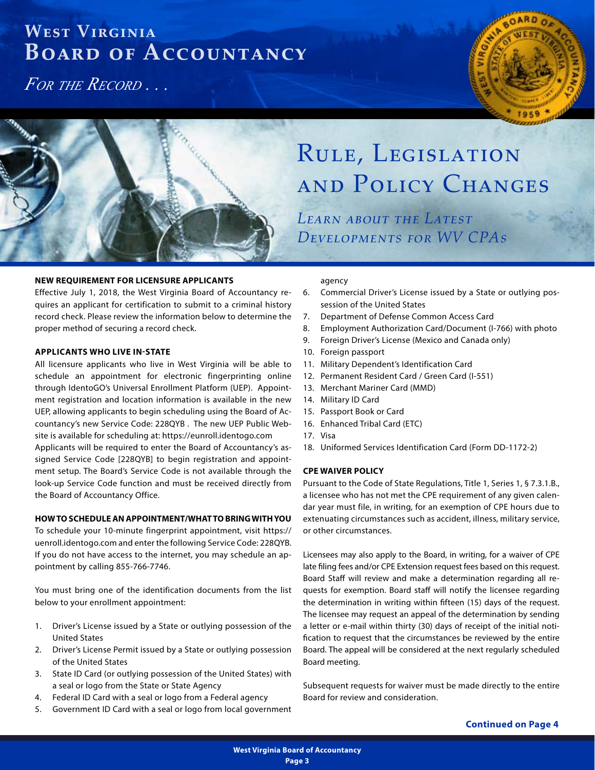# West Virginia Board of Accountancy

*For the Record . . .*

# Rule, Legislation and Policy Changes

*Learn about the Latest Developments for WV CPAs*

**NEW REQUIREMENT FOR LICENSURE APPLICANTS**

Effective July 1, 2018, the West Virginia Board of Accountancy requires an applicant for certification to submit to a criminal history record check. Please review the information below to determine the proper method of securing a record check.

**APPLICANTS WHO LIVE IN-STATE**

All licensure applicants who live in West Virginia will be able to schedule an appointment for electronic fingerprinting online through IdentoGO's Universal Enrollment Platform (UEP). Appointment registration and location information is available in the new UEP, allowing applicants to begin scheduling using the Board of Accountancy's new Service Code: 228QYB . The new UEP Public Website is available for scheduling at: https://eunroll.identogo.com

Applicants will be required to enter the Board of Accountancy's assigned Service Code [228QYB] to begin registration and appointment setup. The Board's Service Code is not available through the look-up Service Code function and must be received directly from the Board of Accountancy Office.

**HOW TO SCHEDULE AN APPOINTMENT/WHAT TO BRING WITH YOU**

To schedule your 10-minute fingerprint appointment, visit https://uenroll.identogo.com and enter the following Service Code: 228QYB. If you do not have access to the internet, you may schedule an appointment by calling 855-766-7746.

You must bring one of the identification documents from the list below to your enrollment appointment:

1. Driver's License issued by a State or outlying possession of the United States
2. Driver's License Permit issued by a State or outlying possession of the United States
3. State ID Card (or outlying possession of the United States) with a seal or logo from the State or State Agency
4. Federal ID Card with a seal or logo from a Federal agency
5. Government ID Card with a seal or logo from local government agency
6. Commercial Driver's License issued by a State or outlying possession of the United States
7. Department of Defense Common Access Card
8. Employment Authorization Card/Document (I-766) with photo
9. Foreign Driver's License (Mexico and Canada only)
10. Foreign passport
11. Military Dependent's Identification Card
12. Permanent Resident Card / Green Card (I-551)
13. Merchant Mariner Card (MMD)
14. Military ID Card
15. Passport Book or Card
16. Enhanced Tribal Card (ETC)
17. Visa
18. Uniformed Services Identification Card (Form DD-1172-2)

**CPE WAIVER POLICY**

Pursuant to the Code of State Regulations, Title 1, Series 1, § 7.3.1.B., a licensee who has not met the CPE requirement of any given calendar year must file, in writing, for an exemption of CPE hours due to extenuating circumstances such as accident, illness, military service, or other circumstances.

Licensees may also apply to the Board, in writing, for a waiver of CPE late filing fees and/or CPE Extension request fees based on this request. Board Staff will review and make a determination regarding all requests for exemption. Board staff will notify the licensee regarding the determination in writing within fifteen (15) days of the request. The licensee may request an appeal of the determination by sending a letter or e-mail within thirty (30) days of receipt of the initial notification to request that the circumstances be reviewed by the entire Board. The appeal will be considered at the next regularly scheduled Board meeting.

Subsequent requests for waiver must be made directly to the entire Board for review and consideration.

**Continued on Page 4**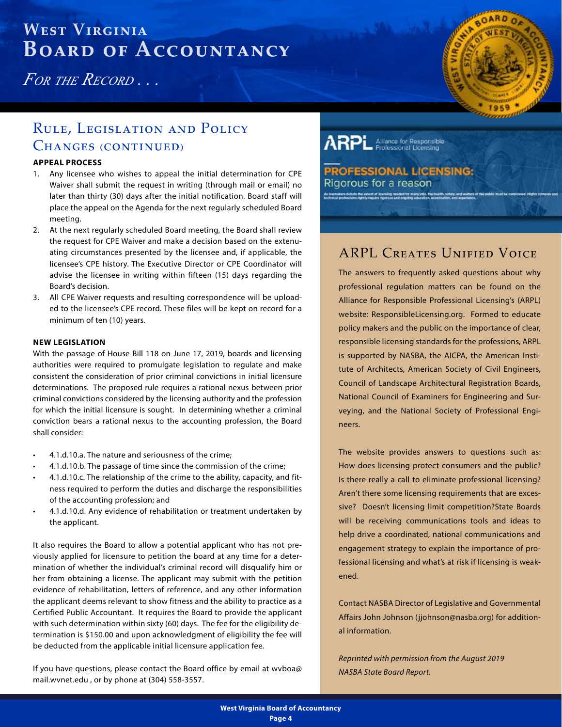# Rule, Legislation and Policy Changes (continued)

**APPEAL PROCESS**

1. Any licensee who wishes to appeal the initial determination for CPE Waiver shall submit the request in writing (through mail or email) no later than thirty (30) days after the initial notification. Board staff will place the appeal on the Agenda for the next regularly scheduled Board meeting.
2. At the next regularly scheduled Board meeting, the Board shall review the request for CPE Waiver and make a decision based on the extenuating circumstances presented by the licensee and, if applicable, the licensee's CPE history. The Executive Director or CPE Coordinator will advise the licensee in writing within fifteen (15) days regarding the Board's decision.
3. All CPE Waiver requests and resulting correspondence will be uploaded to the licensee's CPE record. These files will be kept on record for a minimum of ten (10) years.

**NEW LEGISLATION**

With the passage of House Bill 118 on June 17, 2019, boards and licensing authorities were required to promulgate legislation to regulate and make consistent the consideration of prior criminal convictions in initial licensure determinations. The proposed rule requires a rational nexus between prior criminal convictions considered by the licensing authority and the profession for which the initial licensure is sought. In determining whether a criminal conviction bears a rational nexus to the accounting profession, the Board shall consider:

- 4.1.d.10.a. The nature and seriousness of the crime;
- 4.1.d.10.b. The passage of time since the commission of the crime;
- 4.1.d.10.c. The relationship of the crime to the ability, capacity, and fitness required to perform the duties and discharge the responsibilities of the accounting profession; and
- 4.1.d.10.d. Any evidence of rehabilitation or treatment undertaken by the applicant.

It also requires the Board to allow a potential applicant who has not previously applied for licensure to petition the board at any time for a determination of whether the individual's criminal record will disqualify him or her from obtaining a license. The applicant may submit with the petition evidence of rehabilitation, letters of reference, and any other information the applicant deems relevant to show fitness and the ability to practice as a Certified Public Accountant. It requires the Board to provide the applicant with such determination within sixty (60) days. The fee for the eligibility determination is $150.00 and upon acknowledgment of eligibility the fee will be deducted from the applicable initial licensure application fee.

If you have questions, please contact the Board office by email at wvboa@mail.wvnet.edu , or by phone at (304) 558-3557.

ARPL Alliance for Responsible Professional Licensing

PROFESSIONAL LICENSING: Rigorous for a reason

# ARPL Creates Unified Voice

The answers to frequently asked questions about why professional regulation matters can be found on the Alliance for Responsible Professional Licensing's (ARPL) website: ResponsibleLicensing.org. Formed to educate policy makers and the public on the importance of clear, responsible licensing standards for the professions, ARPL is supported by NASBA, the AICPA, the American Institute of Architects, American Society of Civil Engineers, Council of Landscape Architectural Registration Boards, National Council of Examiners for Engineering and Surveying, and the National Society of Professional Engineers.

The website provides answers to questions such as: How does licensing protect consumers and the public? Is there really a call to eliminate professional licensing? Aren't there some licensing requirements that are excessive? Doesn't licensing limit competition?State Boards will be receiving communications tools and ideas to help drive a coordinated, national communications and engagement strategy to explain the importance of professional licensing and what's at risk if licensing is weakened.

Contact NASBA Director of Legislative and Governmental Affairs John Johnson (jjohnson@nasba.org) for additional information.

*Reprinted with permission from the August 2019 NASBA State Board Report.*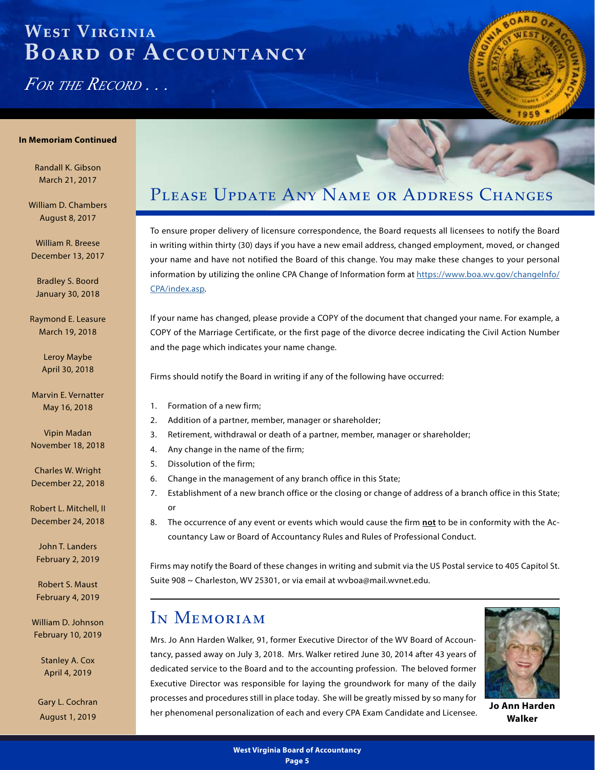## Please Update Any Name or Address Changes

To ensure proper delivery of licensure correspondence, the Board requests all licensees to notify the Board in writing within thirty (30) days if you have a new email address, changed employment, moved, or changed your name and have not notified the Board of this change. You may make these changes to your personal information by utilizing the online CPA Change of Information form at https://www.boa.wv.gov/changeInfo/CPA/index.asp.

If your name has changed, please provide a COPY of the document that changed your name. For example, a COPY of the Marriage Certificate, or the first page of the divorce decree indicating the Civil Action Number and the page which indicates your name change.

Firms should notify the Board in writing if any of the following have occurred:

1. Formation of a new firm;
2. Addition of a partner, member, manager or shareholder;
3. Retirement, withdrawal or death of a partner, member, manager or shareholder;
4. Any change in the name of the firm;
5. Dissolution of the firm;
6. Change in the management of any branch office in this State;
7. Establishment of a new branch office or the closing or change of address of a branch office in this State; or
8. The occurrence of any event or events which would cause the firm **not** to be in conformity with the Accountancy Law or Board of Accountancy Rules and Rules of Professional Conduct.

Firms may notify the Board of these changes in writing and submit via the US Postal service to 405 Capitol St. Suite 908 ~ Charleston, WV 25301, or via email at wvboa@mail.wvnet.edu.

## In Memoriam

Mrs. Jo Ann Harden Walker, 91, former Executive Director of the WV Board of Accountancy, passed away on July 3, 2018. Mrs. Walker retired June 30, 2014 after 43 years of dedicated service to the Board and to the accounting profession. The beloved former Executive Director was responsible for laying the groundwork for many of the daily processes and procedures still in place today. She will be greatly missed by so many for her phenomenal personalization of each and every CPA Exam Candidate and Licensee.

**Jo Ann Harden Walker**

**In Memoriam Continued**

Randall K. Gibson
March 21, 2017

William D. Chambers
August 8, 2017

William R. Breese
December 13, 2017

Bradley S. Boord
January 30, 2018

Raymond E. Leasure
March 19, 2018

Leroy Maybe
April 30, 2018

Marvin E. Vernatter
May 16, 2018

Vipin Madan
November 18, 2018

Charles W. Wright
December 22, 2018

Robert L. Mitchell, II
December 24, 2018

John T. Landers
February 2, 2019

Robert S. Maust
February 4, 2019

William D. Johnson
February 10, 2019

Stanley A. Cox
April 4, 2019

Gary L. Cochran
August 1, 2019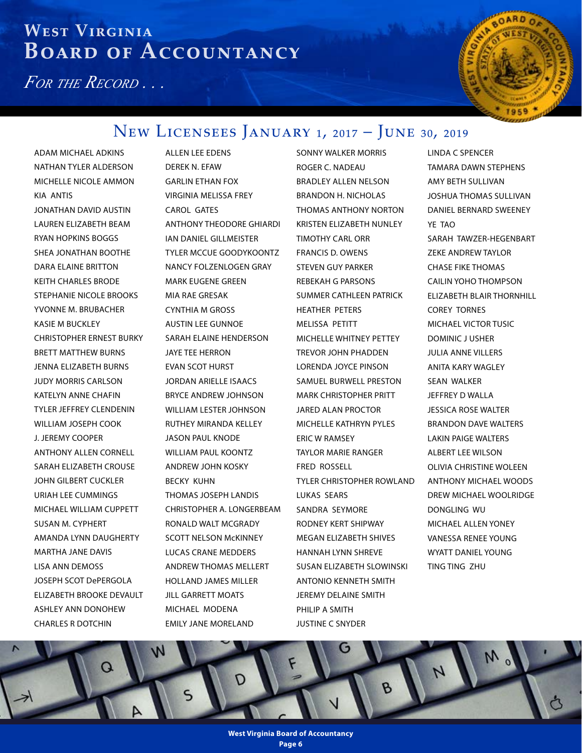# West Virginia Board of Accountancy

*For the Record . . .*

## New Licensees January 1, 2017 – June 30, 2019

ADAM MICHAEL ADKINS
NATHAN TYLER ALDERSON
MICHELLE NICOLE AMMON
KIA ANTIS
JONATHAN DAVID AUSTIN
LAUREN ELIZABETH BEAM
RYAN HOPKINS BOGGS
SHEA JONATHAN BOOTHE
DARA ELAINE BRITTON
KEITH CHARLES BRODE
STEPHANIE NICOLE BROOKS
YVONNE M. BRUBACHER
KASIE M BUCKLEY
CHRISTOPHER ERNEST BURKY
BRETT MATTHEW BURNS
JENNA ELIZABETH BURNS
JUDY MORRIS CARLSON
KATELYN ANNE CHAFIN
TYLER JEFFREY CLENDENIN
WILLIAM JOSEPH COOK
J. JEREMY COOPER
ANTHONY ALLEN CORNELL
SARAH ELIZABETH CROUSE
JOHN GILBERT CUCKLER
URIAH LEE CUMMINGS
MICHAEL WILLIAM CUPPETT
SUSAN M. CYPHERT
AMANDA LYNN DAUGHERTY
MARTHA JANE DAVIS
LISA ANN DEMOSS
JOSEPH SCOT DePERGOLA
ELIZABETH BROOKE DEVAULT
ASHLEY ANN DONOHEW
CHARLES R DOTCHIN
ALLEN LEE EDENS
DEREK N. EFAW
GARLIN ETHAN FOX
VIRGINIA MELISSA FREY
CAROL GATES
ANTHONY THEODORE GHIARDI
IAN DANIEL GILLMEISTER
TYLER MCCUE GOODYKOONTZ
NANCY FOLZENLOGEN GRAY
MARK EUGENE GREEN
MIA RAE GRESAK
CYNTHIA M GROSS
AUSTIN LEE GUNNOE
SARAH ELAINE HENDERSON
JAYE TEE HERRON
EVAN SCOT HURST
JORDAN ARIELLE ISAACS
BRYCE ANDREW JOHNSON
WILLIAM LESTER JOHNSON
RUTHEY MIRANDA KELLEY
JASON PAUL KNODE
WILLIAM PAUL KOONTZ
ANDREW JOHN KOSKY
BECKY KUHN
THOMAS JOSEPH LANDIS
CHRISTOPHER A. LONGERBEAM
RONALD WALT MCGRADY
SCOTT NELSON McKINNEY
LUCAS CRANE MEDDERS
ANDREW THOMAS MELLERT
HOLLAND JAMES MILLER
JILL GARRETT MOATS
MICHAEL MODENA
EMILY JANE MORELAND
SONNY WALKER MORRIS
ROGER C. NADEAU
BRADLEY ALLEN NELSON
BRANDON H. NICHOLAS
THOMAS ANTHONY NORTON
KRISTEN ELIZABETH NUNLEY
TIMOTHY CARL ORR
FRANCIS D. OWENS
STEVEN GUY PARKER
REBEKAH G PARSONS
SUMMER CATHLEEN PATRICK
HEATHER PETERS
MELISSA PETITT
MICHELLE WHITNEY PETTEY
TREVOR JOHN PHADDEN
LORENDA JOYCE PINSON
SAMUEL BURWELL PRESTON
MARK CHRISTOPHER PRITT
JARED ALAN PROCTOR
MICHELLE KATHRYN PYLES
ERIC W RAMSEY
TAYLOR MARIE RANGER
FRED ROSSELL
TYLER CHRISTOPHER ROWLAND
LUKAS SEARS
SANDRA SEYMORE
RODNEY KERT SHIPWAY
MEGAN ELIZABETH SHIVES
HANNAH LYNN SHREVE
SUSAN ELIZABETH SLOWINSKI
ANTONIO KENNETH SMITH
JEREMY DELAINE SMITH
PHILIP A SMITH
JUSTINE C SNYDER
LINDA C SPENCER
TAMARA DAWN STEPHENS
AMY BETH SULLIVAN
JOSHUA THOMAS SULLIVAN
DANIEL BERNARD SWEENEY
YE TAO
SARAH TAWZER-HEGENBART
ZEKE ANDREW TAYLOR
CHASE FIKE THOMAS
CAILIN YOHO THOMPSON
ELIZABETH BLAIR THORNHILL
COREY TORNES
MICHAEL VICTOR TUSIC
DOMINIC J USHER
JULIA ANNE VILLERS
ANITA KARY WAGLEY
SEAN WALKER
JEFFREY D WALLA
JESSICA ROSE WALTER
BRANDON DAVE WALTERS
LAKIN PAIGE WALTERS
ALBERT LEE WILSON
OLIVIA CHRISTINE WOLEEN
ANTHONY MICHAEL WOODS
DREW MICHAEL WOOLRIDGE
DONGLING WU
MICHAEL ALLEN YONEY
VANESSA RENEE YOUNG
WYATT DANIEL YOUNG
TING TING ZHU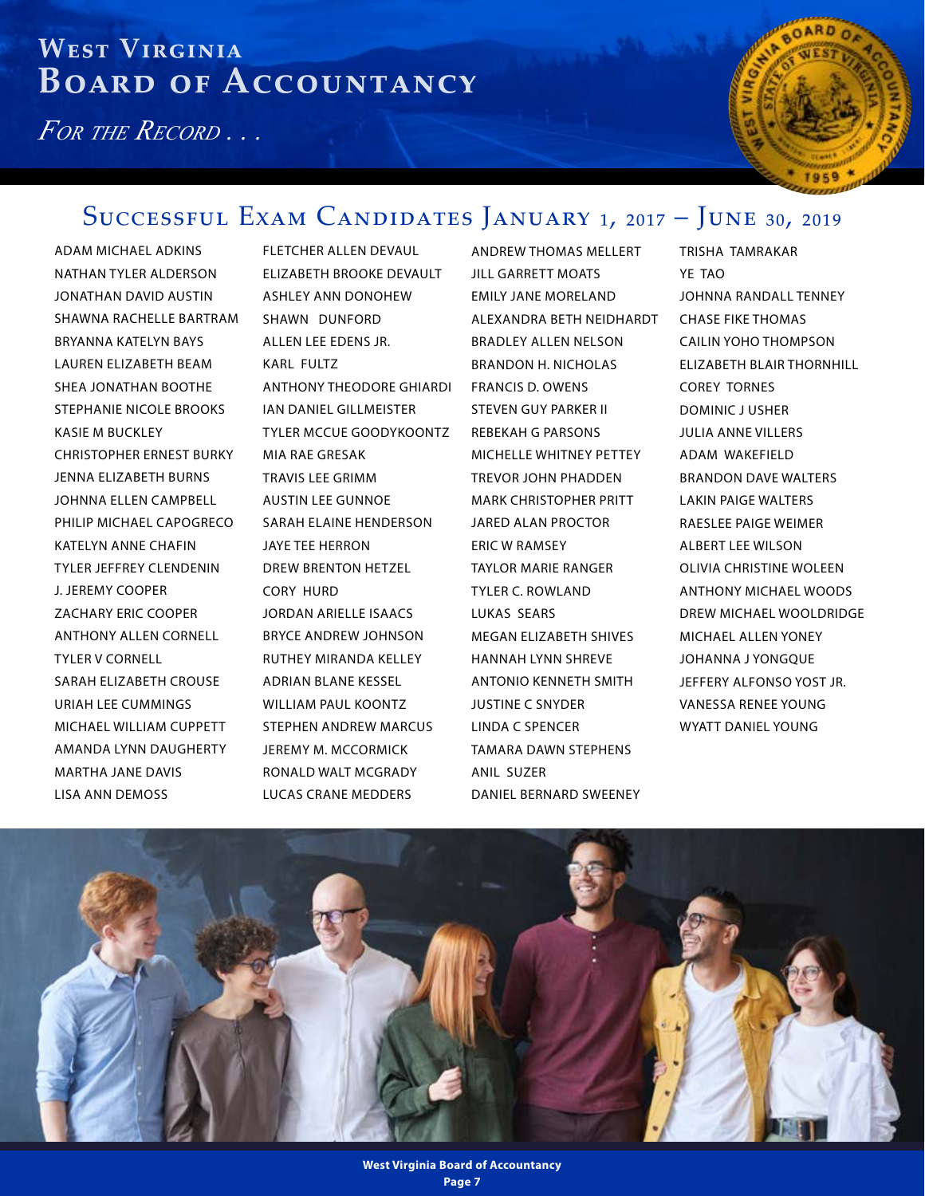# West Virginia Board of Accountancy

*For the Record . . .*

## Successful Exam Candidates January 1, 2017 – June 30, 2019

ADAM MICHAEL ADKINS
NATHAN TYLER ALDERSON
JONATHAN DAVID AUSTIN
SHAWNA RACHELLE BARTRAM
BRYANNA KATELYN BAYS
LAUREN ELIZABETH BEAM
SHEA JONATHAN BOOTHE
STEPHANIE NICOLE BROOKS
KASIE M BUCKLEY
CHRISTOPHER ERNEST BURKY
JENNA ELIZABETH BURNS
JOHNNA ELLEN CAMPBELL
PHILIP MICHAEL CAPOGRECO
KATELYN ANNE CHAFIN
TYLER JEFFREY CLENDENIN
J. JEREMY COOPER
ZACHARY ERIC COOPER
ANTHONY ALLEN CORNELL
TYLER V CORNELL
SARAH ELIZABETH CROUSE
URIAH LEE CUMMINGS
MICHAEL WILLIAM CUPPETT
AMANDA LYNN DAUGHERTY
MARTHA JANE DAVIS
LISA ANN DEMOSS
FLETCHER ALLEN DEVAUL
ELIZABETH BROOKE DEVAULT
ASHLEY ANN DONOHEW
SHAWN DUNFORD
ALLEN LEE EDENS JR.
KARL FULTZ
ANTHONY THEODORE GHIARDI
IAN DANIEL GILLMEISTER
TYLER MCCUE GOODYKOONTZ
MIA RAE GRESAK
TRAVIS LEE GRIMM
AUSTIN LEE GUNNOE
SARAH ELAINE HENDERSON
JAYE TEE HERRON
DREW BRENTON HETZEL
CORY HURD
JORDAN ARIELLE ISAACS
BRYCE ANDREW JOHNSON
RUTHEY MIRANDA KELLEY
ADRIAN BLANE KESSEL
WILLIAM PAUL KOONTZ
STEPHEN ANDREW MARCUS
JEREMY M. MCCORMICK
RONALD WALT MCGRADY
LUCAS CRANE MEDDERS
ANDREW THOMAS MELLERT
JILL GARRETT MOATS
EMILY JANE MORELAND
ALEXANDRA BETH NEIDHARDT
BRADLEY ALLEN NELSON
BRANDON H. NICHOLAS
FRANCIS D. OWENS
STEVEN GUY PARKER II
REBEKAH G PARSONS
MICHELLE WHITNEY PETTEY
TREVOR JOHN PHADDEN
MARK CHRISTOPHER PRITT
JARED ALAN PROCTOR
ERIC W RAMSEY
TAYLOR MARIE RANGER
TYLER C. ROWLAND
LUKAS SEARS
MEGAN ELIZABETH SHIVES
HANNAH LYNN SHREVE
ANTONIO KENNETH SMITH
JUSTINE C SNYDER
LINDA C SPENCER
TAMARA DAWN STEPHENS
ANIL SUZER
DANIEL BERNARD SWEENEY
TRISHA TAMRAKAR
YE TAO
JOHNNA RANDALL TENNEY
CHASE FIKE THOMAS
CAILIN YOHO THOMPSON
ELIZABETH BLAIR THORNHILL
COREY TORNES
DOMINIC J USHER
JULIA ANNE VILLERS
ADAM WAKEFIELD
BRANDON DAVE WALTERS
LAKIN PAIGE WALTERS
RAESLEE PAIGE WEIMER
ALBERT LEE WILSON
OLIVIA CHRISTINE WOLEEN
ANTHONY MICHAEL WOODS
DREW MICHAEL WOOLDRIDGE
MICHAEL ALLEN YONEY
JOHANNA J YONGQUE
JEFFERY ALFONSO YOST JR.
VANESSA RENEE YOUNG
WYATT DANIEL YOUNG